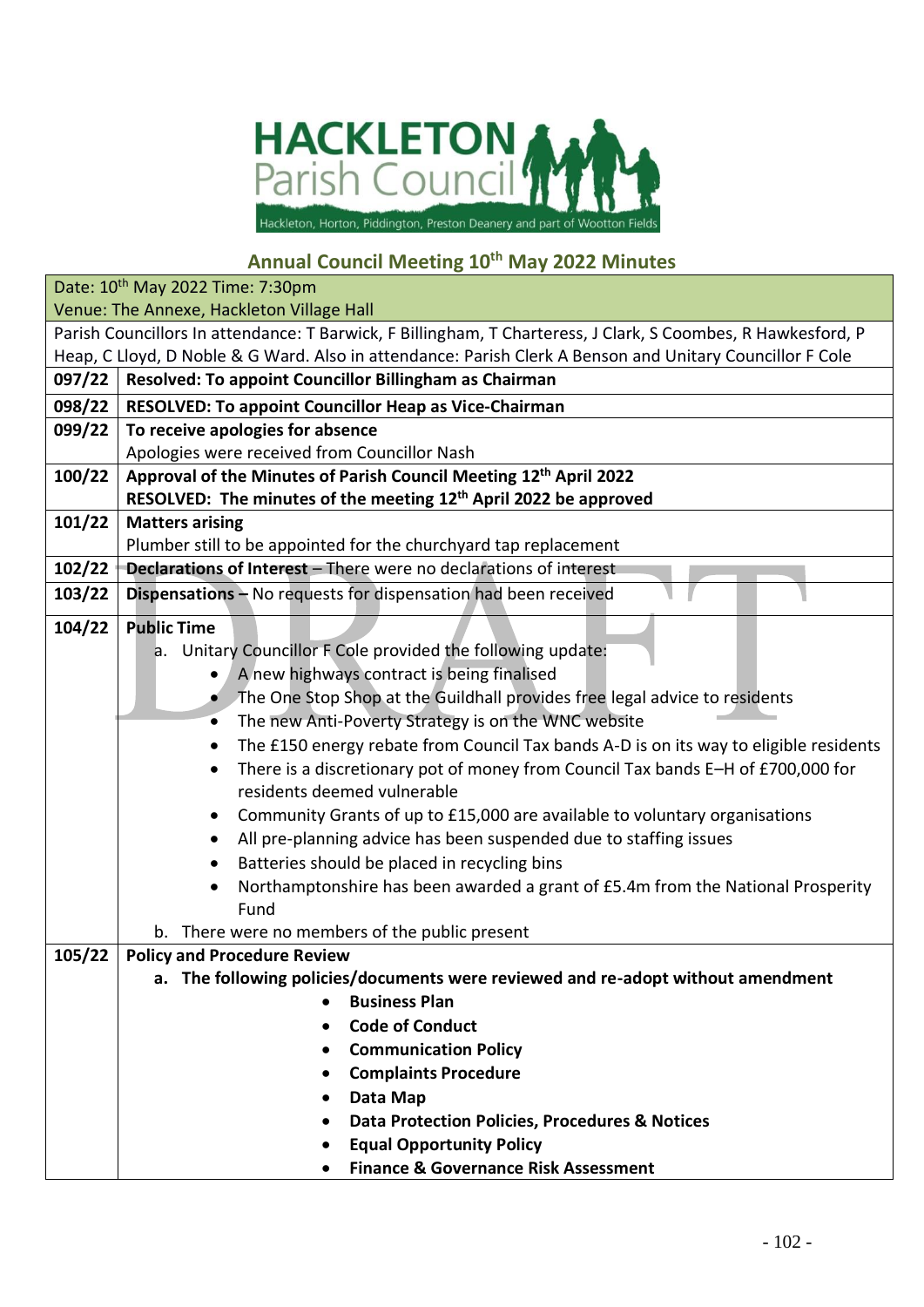# HACKLETON Parish Council

Hackleton, Horton, Piddington, Preston Deanery and part of Wootton Fields

## Annual Council Meeting 10th May 2022 Minutes

| Date: 10th May 2022 Time: 7:30pm<br>Venue: The Annexe, Hackleton Village Hall | |
|---|---|
| Parish Councillors In attendance: T Barwick, F Billingham, T Charteress, J Clark, S Coombes, R Hawkesford, P Heap, C Lloyd, D Noble & G Ward. Also in attendance: Parish Clerk A Benson and Unitary Councillor F Cole | |
| **097/22** | **Resolved: To appoint Councillor Billingham as Chairman** |
| **098/22** | **RESOLVED: To appoint Councillor Heap as Vice-Chairman** |
| **099/22** | **To receive apologies for absence**<br>Apologies were received from Councillor Nash |
| **100/22** | **Approval of the Minutes of Parish Council Meeting 12th April 2022**<br>**RESOLVED: The minutes of the meeting 12th April 2022 be approved** |
| **101/22** | **Matters arising**<br>Plumber still to be appointed for the churchyard tap replacement |
| **102/22** | **Declarations of Interest** – There were no declarations of interest |
| **103/22** | **Dispensations** – No requests for dispensation had been received |
| **104/22** | **Public Time**<br>a. Unitary Councillor F Cole provided the following update:<br>• A new highways contract is being finalised<br>• The One Stop Shop at the Guildhall provides free legal advice to residents<br>• The new Anti-Poverty Strategy is on the WNC website<br>• The £150 energy rebate from Council Tax bands A-D is on its way to eligible residents<br>• There is a discretionary pot of money from Council Tax bands E–H of £700,000 for residents deemed vulnerable<br>• Community Grants of up to £15,000 are available to voluntary organisations<br>• All pre-planning advice has been suspended due to staffing issues<br>• Batteries should be placed in recycling bins<br>• Northamptonshire has been awarded a grant of £5.4m from the National Prosperity Fund<br>b. There were no members of the public present |
| **105/22** | **Policy and Procedure Review**<br>**a. The following policies/documents were reviewed and re-adopt without amendment**<br>• **Business Plan**<br>• **Code of Conduct**<br>• **Communication Policy**<br>• **Complaints Procedure**<br>• **Data Map**<br>• **Data Protection Policies, Procedures & Notices**<br>• **Equal Opportunity Policy**<br>• **Finance & Governance Risk Assessment** |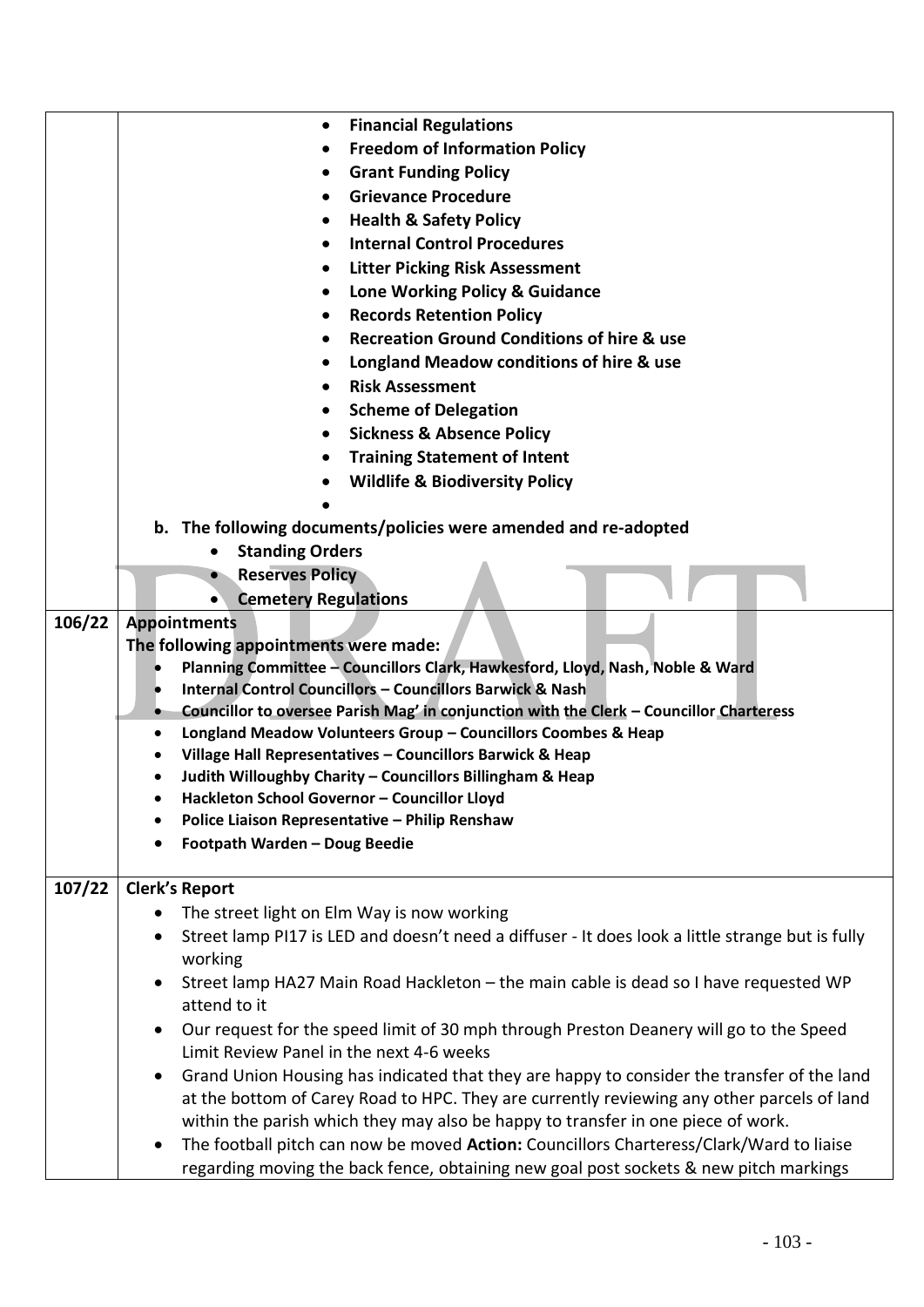|  |  |
|---|---|
|  | • **Financial Regulations**<br>• **Freedom of Information Policy**<br>• **Grant Funding Policy**<br>• **Grievance Procedure**<br>• **Health & Safety Policy**<br>• **Internal Control Procedures**<br>• **Litter Picking Risk Assessment**<br>• **Lone Working Policy & Guidance**<br>• **Records Retention Policy**<br>• **Recreation Ground Conditions of hire & use**<br>• **Longland Meadow conditions of hire & use**<br>• **Risk Assessment**<br>• **Scheme of Delegation**<br>• **Sickness & Absence Policy**<br>• **Training Statement of Intent**<br>• **Wildlife & Biodiversity Policy**<br>•<br>**b. The following documents/policies were amended and re-adopted**<br>• **Standing Orders**<br>• **Reserves Policy**<br>• **Cemetery Regulations** |
| **106/22** | **Appointments**<br>**The following appointments were made:**<br>• **Planning Committee – Councillors Clark, Hawkesford, Lloyd, Nash, Noble & Ward**<br>• **Internal Control Councillors – Councillors Barwick & Nash**<br>• **Councillor to oversee Parish Mag' in conjunction with the Clerk – Councillor Charteress**<br>• **Longland Meadow Volunteers Group – Councillors Coombes & Heap**<br>• **Village Hall Representatives – Councillors Barwick & Heap**<br>• **Judith Willoughby Charity – Councillors Billingham & Heap**<br>• **Hackleton School Governor – Councillor Lloyd**<br>• **Police Liaison Representative – Philip Renshaw**<br>• **Footpath Warden – Doug Beedie** |
| **107/22** | **Clerk's Report**<br>• The street light on Elm Way is now working<br>• Street lamp PI17 is LED and doesn't need a diffuser - It does look a little strange but is fully working<br>• Street lamp HA27 Main Road Hackleton – the main cable is dead so I have requested WP attend to it<br>• Our request for the speed limit of 30 mph through Preston Deanery will go to the Speed Limit Review Panel in the next 4-6 weeks<br>• Grand Union Housing has indicated that they are happy to consider the transfer of the land at the bottom of Carey Road to HPC. They are currently reviewing any other parcels of land within the parish which they may also be happy to transfer in one piece of work.<br>• The football pitch can now be moved **Action:** Councillors Charteress/Clark/Ward to liaise regarding moving the back fence, obtaining new goal post sockets & new pitch markings |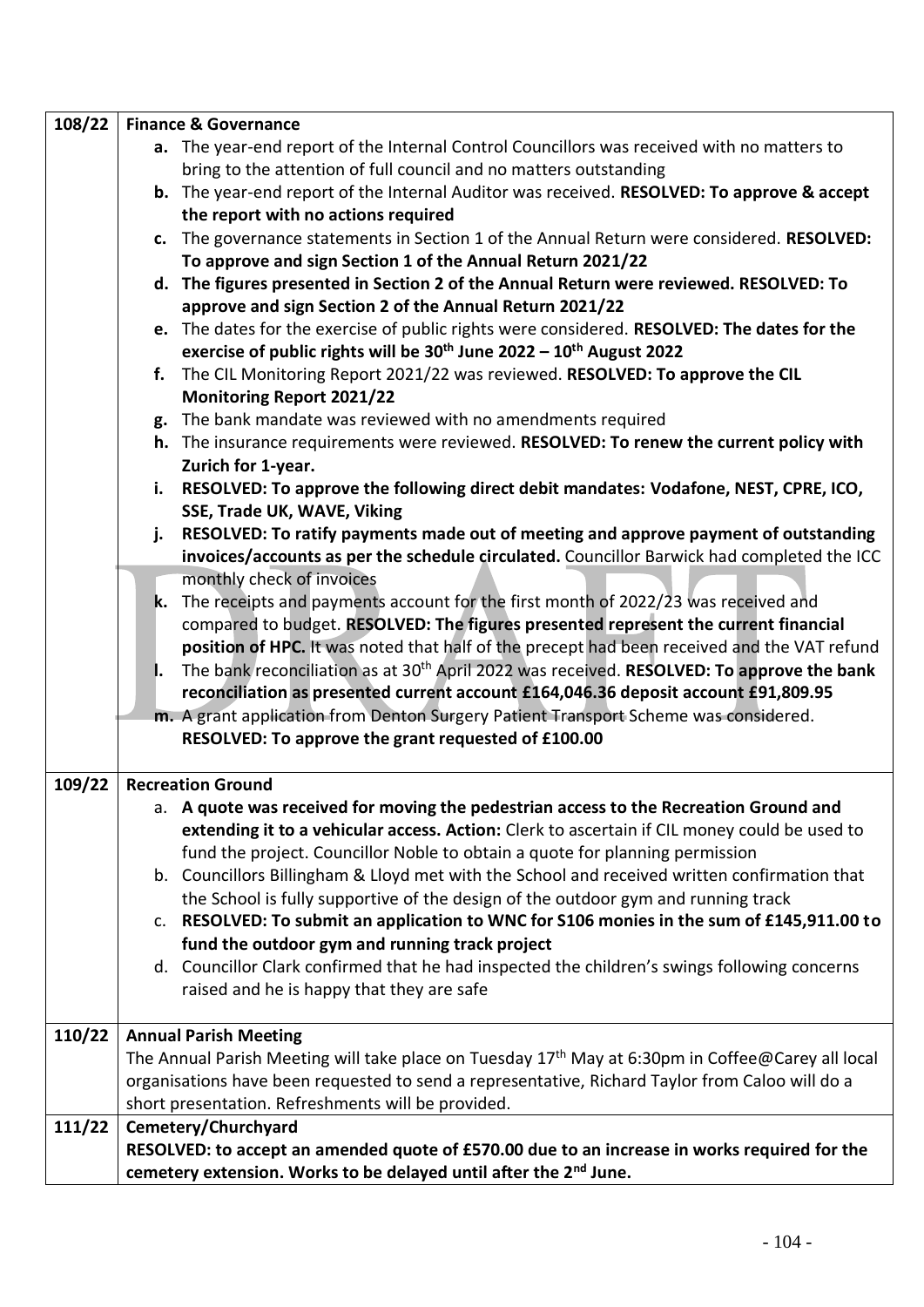| | |
|---|---|
| 108/22 | **Finance & Governance**<br>**a.** The year-end report of the Internal Control Councillors was received with no matters to bring to the attention of full council and no matters outstanding<br>**b.** The year-end report of the Internal Auditor was received. **RESOLVED: To approve & accept the report with no actions required**<br>**c.** The governance statements in Section 1 of the Annual Return were considered. **RESOLVED: To approve and sign Section 1 of the Annual Return 2021/22**<br>**d. The figures presented in Section 2 of the Annual Return were reviewed. RESOLVED: To approve and sign Section 2 of the Annual Return 2021/22**<br>**e.** The dates for the exercise of public rights were considered. **RESOLVED: The dates for the exercise of public rights will be 30th June 2022 – 10th August 2022**<br>**f.** The CIL Monitoring Report 2021/22 was reviewed. **RESOLVED: To approve the CIL Monitoring Report 2021/22**<br>**g.** The bank mandate was reviewed with no amendments required<br>**h.** The insurance requirements were reviewed. **RESOLVED: To renew the current policy with Zurich for 1-year.**<br>**i. RESOLVED: To approve the following direct debit mandates: Vodafone, NEST, CPRE, ICO, SSE, Trade UK, WAVE, Viking**<br>**j. RESOLVED: To ratify payments made out of meeting and approve payment of outstanding invoices/accounts as per the schedule circulated.** Councillor Barwick had completed the ICC monthly check of invoices<br>**k.** The receipts and payments account for the first month of 2022/23 was received and compared to budget. **RESOLVED: The figures presented represent the current financial position of HPC.** It was noted that half of the precept had been received and the VAT refund<br>**l.** The bank reconciliation as at 30th April 2022 was received. **RESOLVED: To approve the bank reconciliation as presented current account £164,046.36 deposit account £91,809.95**<br>**m.** A grant application from Denton Surgery Patient Transport Scheme was considered. **RESOLVED: To approve the grant requested of £100.00** |
| 109/22 | **Recreation Ground**<br>a. **A quote was received for moving the pedestrian access to the Recreation Ground and extending it to a vehicular access. Action:** Clerk to ascertain if CIL money could be used to fund the project. Councillor Noble to obtain a quote for planning permission<br>b. Councillors Billingham & Lloyd met with the School and received written confirmation that the School is fully supportive of the design of the outdoor gym and running track<br>c. **RESOLVED: To submit an application to WNC for S106 monies in the sum of £145,911.00 to fund the outdoor gym and running track project**<br>d. Councillor Clark confirmed that he had inspected the children's swings following concerns raised and he is happy that they are safe |
| 110/22 | **Annual Parish Meeting**<br>The Annual Parish Meeting will take place on Tuesday 17th May at 6:30pm in Coffee@Carey all local organisations have been requested to send a representative, Richard Taylor from Caloo will do a short presentation. Refreshments will be provided. |
| 111/22 | **Cemetery/Churchyard**<br>**RESOLVED: to accept an amended quote of £570.00 due to an increase in works required for the cemetery extension. Works to be delayed until after the 2nd June.** |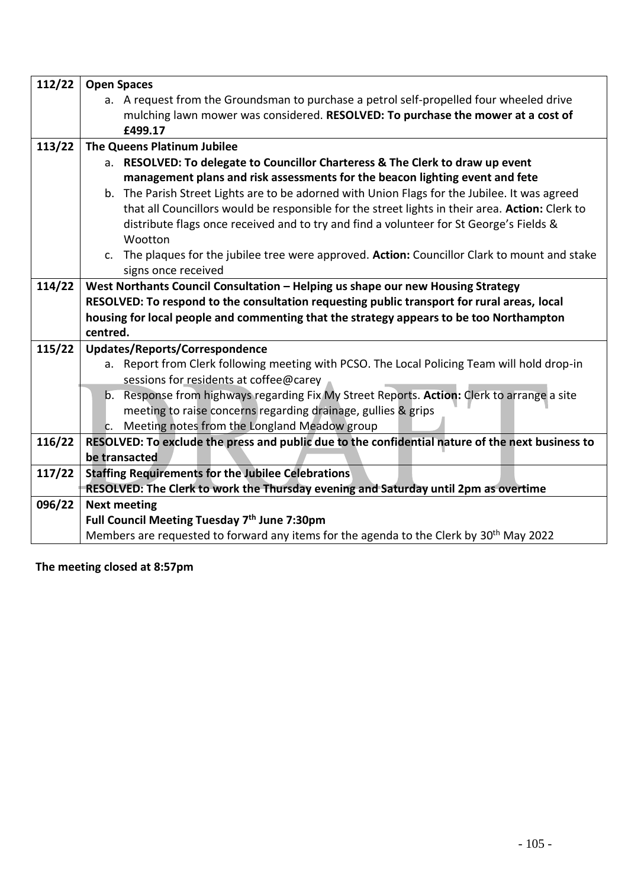| | |
|---|---|
| **112/22** | **Open Spaces**<br>a. A request from the Groundsman to purchase a petrol self-propelled four wheeled drive mulching lawn mower was considered. **RESOLVED: To purchase the mower at a cost of £499.17** |
| **113/22** | **The Queens Platinum Jubilee**<br>a. **RESOLVED: To delegate to Councillor Charteress & The Clerk to draw up event management plans and risk assessments for the beacon lighting event and fete**<br>b. The Parish Street Lights are to be adorned with Union Flags for the Jubilee. It was agreed that all Councillors would be responsible for the street lights in their area. **Action:** Clerk to distribute flags once received and to try and find a volunteer for St George's Fields & Wootton<br>c. The plaques for the jubilee tree were approved. **Action:** Councillor Clark to mount and stake signs once received |
| **114/22** | **West Northants Council Consultation – Helping us shape our new Housing Strategy**<br>**RESOLVED: To respond to the consultation requesting public transport for rural areas, local housing for local people and commenting that the strategy appears to be too Northampton centred.** |
| **115/22** | **Updates/Reports/Correspondence**<br>a. Report from Clerk following meeting with PCSO. The Local Policing Team will hold drop-in sessions for residents at coffee@carey<br>b. Response from highways regarding Fix My Street Reports. **Action:** Clerk to arrange a site meeting to raise concerns regarding drainage, gullies & grips<br>c. Meeting notes from the Longland Meadow group |
| **116/22** | **RESOLVED: To exclude the press and public due to the confidential nature of the next business to be transacted** |
| **117/22** | **Staffing Requirements for the Jubilee Celebrations**<br>**RESOLVED: The Clerk to work the Thursday evening and Saturday until 2pm as overtime** |
| **096/22** | **Next meeting**<br>**Full Council Meeting Tuesday 7th June 7:30pm**<br>Members are requested to forward any items for the agenda to the Clerk by 30th May 2022 |

**The meeting closed at 8:57pm**